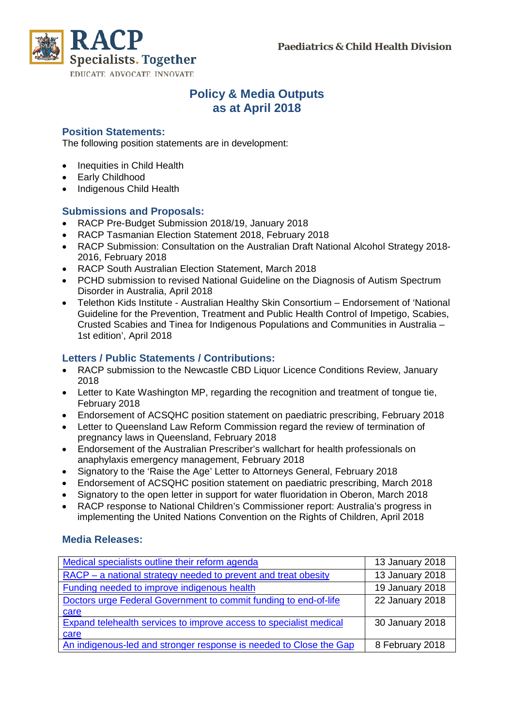RACP
Specialists. Together
EDUCATE ADVOCATE INNOVATE

Paediatrics & Child Health Division

# Policy & Media Outputs as at April 2018

## Position Statements:

The following position statements are in development:

- Inequities in Child Health
- Early Childhood
- Indigenous Child Health

## Submissions and Proposals:

- RACP Pre-Budget Submission 2018/19, January 2018
- RACP Tasmanian Election Statement 2018, February 2018
- RACP Submission: Consultation on the Australian Draft National Alcohol Strategy 2018-2016, February 2018
- RACP South Australian Election Statement, March 2018
- PCHD submission to revised National Guideline on the Diagnosis of Autism Spectrum Disorder in Australia, April 2018
- Telethon Kids Institute - Australian Healthy Skin Consortium – Endorsement of 'National Guideline for the Prevention, Treatment and Public Health Control of Impetigo, Scabies, Crusted Scabies and Tinea for Indigenous Populations and Communities in Australia – 1st edition', April 2018

## Letters / Public Statements / Contributions:

- RACP submission to the Newcastle CBD Liquor Licence Conditions Review, January 2018
- Letter to Kate Washington MP, regarding the recognition and treatment of tongue tie, February 2018
- Endorsement of ACSQHC position statement on paediatric prescribing, February 2018
- Letter to Queensland Law Reform Commission regard the review of termination of pregnancy laws in Queensland, February 2018
- Endorsement of the Australian Prescriber's wallchart for health professionals on anaphylaxis emergency management, February 2018
- Signatory to the 'Raise the Age' Letter to Attorneys General, February 2018
- Endorsement of ACSQHC position statement on paediatric prescribing, March 2018
- Signatory to the open letter in support for water fluoridation in Oberon, March 2018
- RACP response to National Children's Commissioner report: Australia's progress in implementing the United Nations Convention on the Rights of Children, April 2018

## Media Releases:

| Media release | Date |
|---|---|
| Medical specialists outline their reform agenda | 13 January 2018 |
| RACP – a national strategy needed to prevent and treat obesity | 13 January 2018 |
| Funding needed to improve indigenous health | 19 January 2018 |
| Doctors urge Federal Government to commit funding to end-of-life care | 22 January 2018 |
| Expand telehealth services to improve access to specialist medical care | 30 January 2018 |
| An indigenous-led and stronger response is needed to Close the Gap | 8 February 2018 |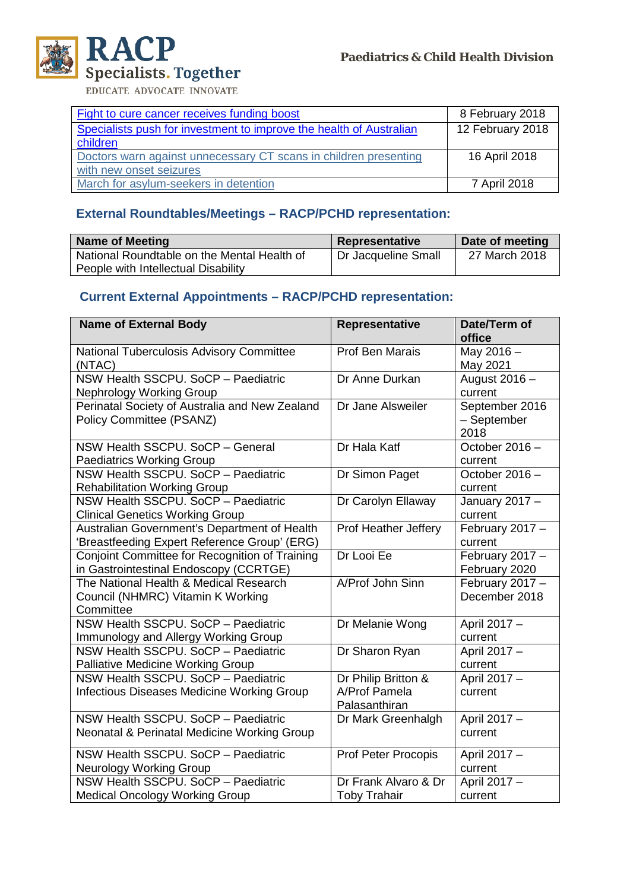| [Fight to cure cancer receives funding boost] | 8 February 2018 |
|---|---|
| [Specialists push for investment to improve the health of Australian children] | 12 February 2018 |
| [Doctors warn against unnecessary CT scans in children presenting with new onset seizures] | 16 April 2018 |
| [March for asylum-seekers in detention] | 7 April 2018 |

### External Roundtables/Meetings – RACP/PCHD representation:

| Name of Meeting | Representative | Date of meeting |
|---|---|---|
| National Roundtable on the Mental Health of People with Intellectual Disability | Dr Jacqueline Small | 27 March 2018 |

### Current External Appointments – RACP/PCHD representation:

| Name of External Body | Representative | Date/Term of office |
|---|---|---|
| National Tuberculosis Advisory Committee (NTAC) | Prof Ben Marais | May 2016 – May 2021 |
| NSW Health SSCPU. SoCP – Paediatric Nephrology Working Group | Dr Anne Durkan | August 2016 – current |
| Perinatal Society of Australia and New Zealand Policy Committee (PSANZ) | Dr Jane Alsweiler | September 2016 – September 2018 |
| NSW Health SSCPU. SoCP – General Paediatrics Working Group | Dr Hala Katf | October 2016 – current |
| NSW Health SSCPU. SoCP – Paediatric Rehabilitation Working Group | Dr Simon Paget | October 2016 – current |
| NSW Health SSCPU. SoCP – Paediatric Clinical Genetics Working Group | Dr Carolyn Ellaway | January 2017 – current |
| Australian Government's Department of Health 'Breastfeeding Expert Reference Group' (ERG) | Prof Heather Jeffery | February 2017 – current |
| Conjoint Committee for Recognition of Training in Gastrointestinal Endoscopy (CCRTGE) | Dr Looi Ee | February 2017 – February 2020 |
| The National Health & Medical Research Council (NHMRC) Vitamin K Working Committee | A/Prof John Sinn | February 2017 – December 2018 |
| NSW Health SSCPU. SoCP – Paediatric Immunology and Allergy Working Group | Dr Melanie Wong | April 2017 – current |
| NSW Health SSCPU. SoCP – Paediatric Palliative Medicine Working Group | Dr Sharon Ryan | April 2017 – current |
| NSW Health SSCPU. SoCP – Paediatric Infectious Diseases Medicine Working Group | Dr Philip Britton & A/Prof Pamela Palasanthiran | April 2017 – current |
| NSW Health SSCPU. SoCP – Paediatric Neonatal & Perinatal Medicine Working Group | Dr Mark Greenhalgh | April 2017 – current |
| NSW Health SSCPU. SoCP – Paediatric Neurology Working Group | Prof Peter Procopis | April 2017 – current |
| NSW Health SSCPU. SoCP – Paediatric Medical Oncology Working Group | Dr Frank Alvaro & Dr Toby Trahair | April 2017 – current |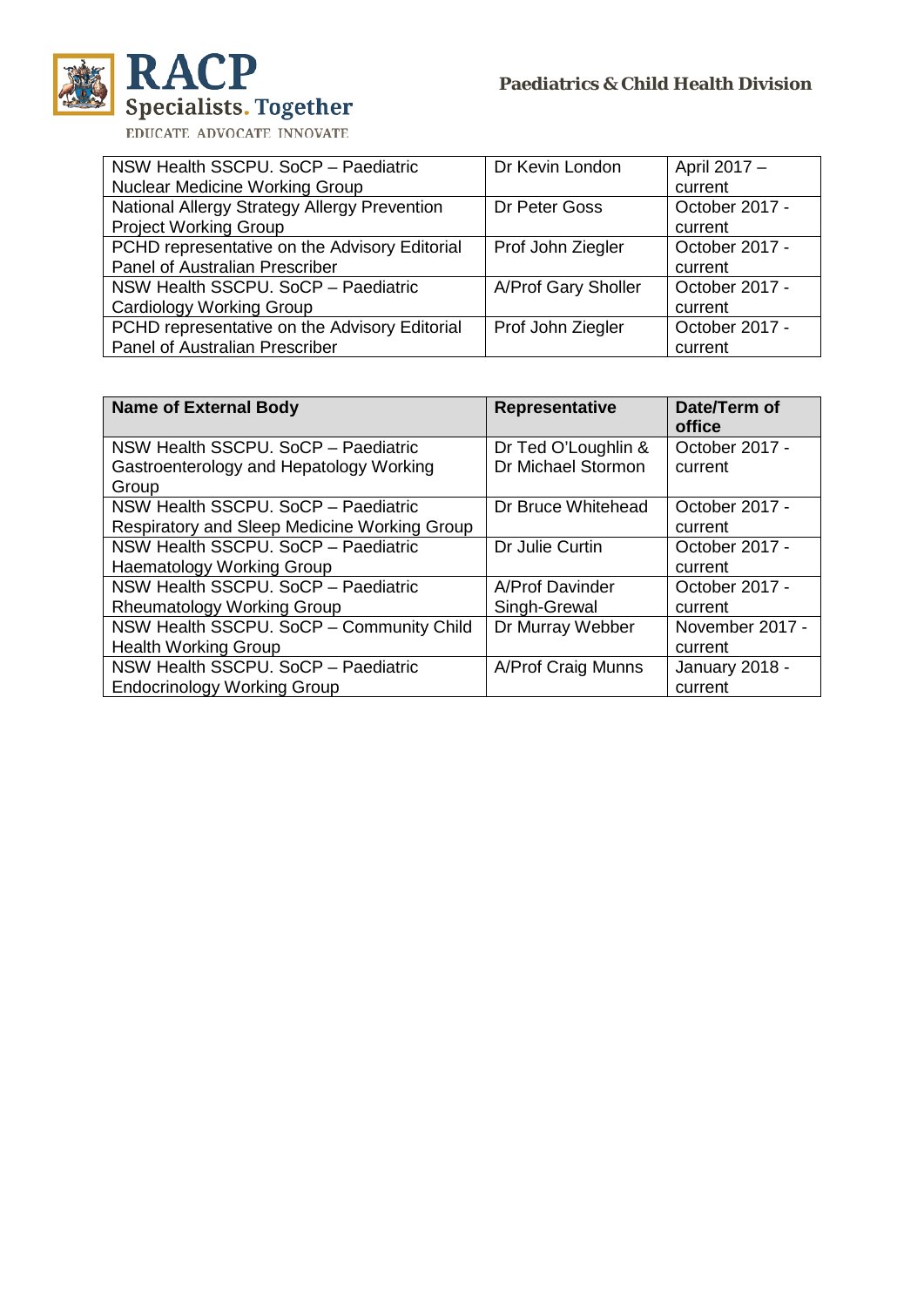| | | |
|---|---|---|
| NSW Health SSCPU. SoCP – Paediatric Nuclear Medicine Working Group | Dr Kevin London | April 2017 – current |
| National Allergy Strategy Allergy Prevention Project Working Group | Dr Peter Goss | October 2017 - current |
| PCHD representative on the Advisory Editorial Panel of Australian Prescriber | Prof John Ziegler | October 2017 - current |
| NSW Health SSCPU. SoCP – Paediatric Cardiology Working Group | A/Prof Gary Sholler | October 2017 - current |
| PCHD representative on the Advisory Editorial Panel of Australian Prescriber | Prof John Ziegler | October 2017 - current |

| Name of External Body | Representative | Date/Term of office |
|---|---|---|
| NSW Health SSCPU. SoCP – Paediatric Gastroenterology and Hepatology Working Group | Dr Ted O'Loughlin & Dr Michael Stormon | October 2017 - current |
| NSW Health SSCPU. SoCP – Paediatric Respiratory and Sleep Medicine Working Group | Dr Bruce Whitehead | October 2017 - current |
| NSW Health SSCPU. SoCP – Paediatric Haematology Working Group | Dr Julie Curtin | October 2017 - current |
| NSW Health SSCPU. SoCP – Paediatric Rheumatology Working Group | A/Prof Davinder Singh-Grewal | October 2017 - current |
| NSW Health SSCPU. SoCP – Community Child Health Working Group | Dr Murray Webber | November 2017 - current |
| NSW Health SSCPU. SoCP – Paediatric Endocrinology Working Group | A/Prof Craig Munns | January 2018 - current |